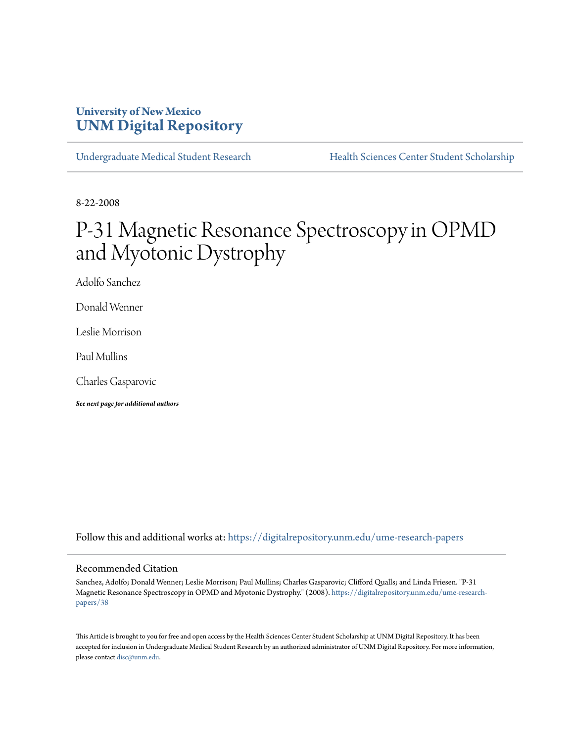**University of New Mexico**
**UNM Digital Repository**

Undergraduate Medical Student Research | Health Sciences Center Student Scholarship

8-22-2008

# P-31 Magnetic Resonance Spectroscopy in OPMD and Myotonic Dystrophy

Adolfo Sanchez

Donald Wenner

Leslie Morrison

Paul Mullins

Charles Gasparovic

***See next page for additional authors***

Follow this and additional works at: https://digitalrepository.unm.edu/ume-research-papers

## Recommended Citation

Sanchez, Adolfo; Donald Wenner; Leslie Morrison; Paul Mullins; Charles Gasparovic; Clifford Qualls; and Linda Friesen. "P-31 Magnetic Resonance Spectroscopy in OPMD and Myotonic Dystrophy." (2008). https://digitalrepository.unm.edu/ume-research-papers/38

This Article is brought to you for free and open access by the Health Sciences Center Student Scholarship at UNM Digital Repository. It has been accepted for inclusion in Undergraduate Medical Student Research by an authorized administrator of UNM Digital Repository. For more information, please contact disc@unm.edu.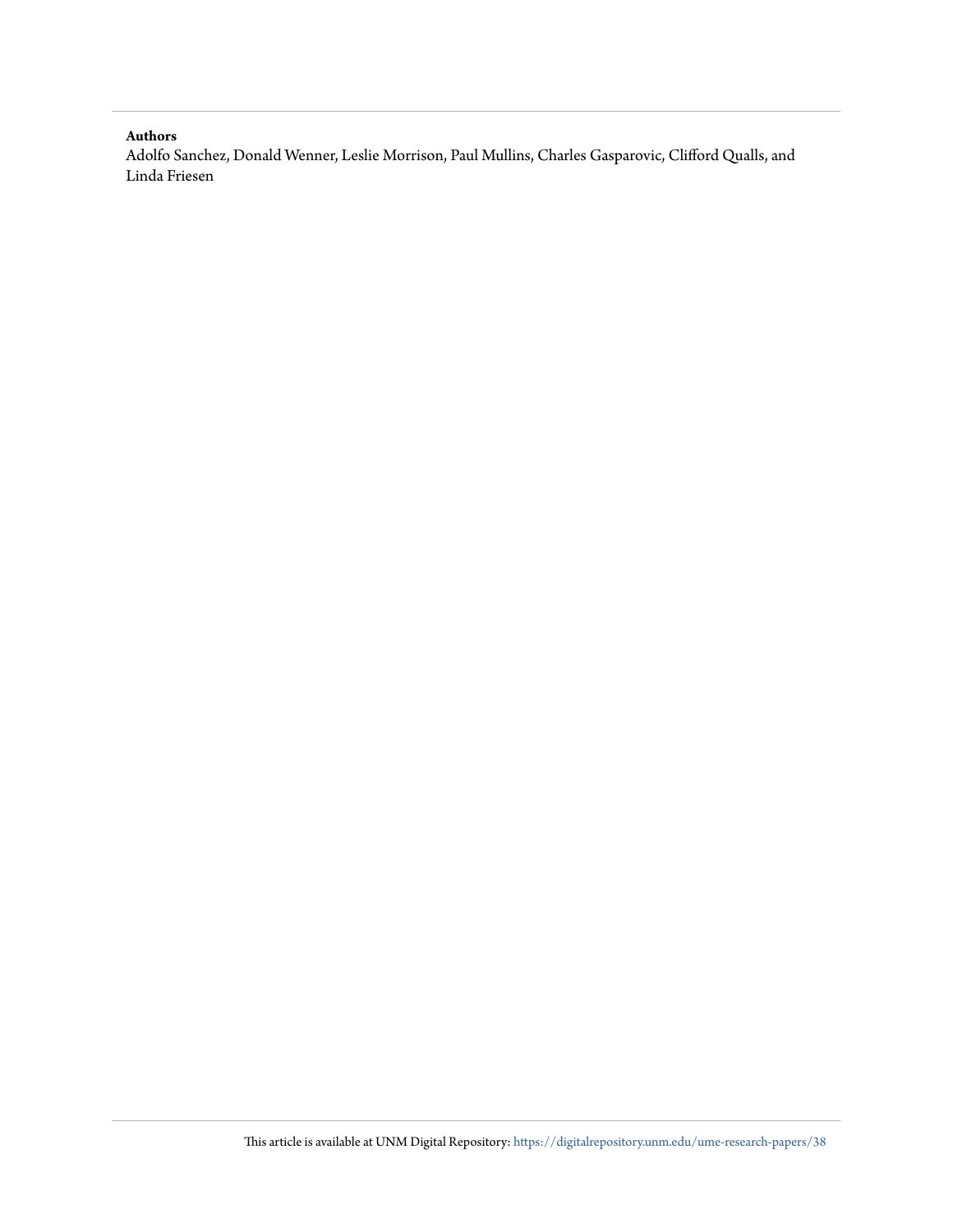**Authors**

Adolfo Sanchez, Donald Wenner, Leslie Morrison, Paul Mullins, Charles Gasparovic, Clifford Qualls, and Linda Friesen

This article is available at UNM Digital Repository: https://digitalrepository.unm.edu/ume-research-papers/38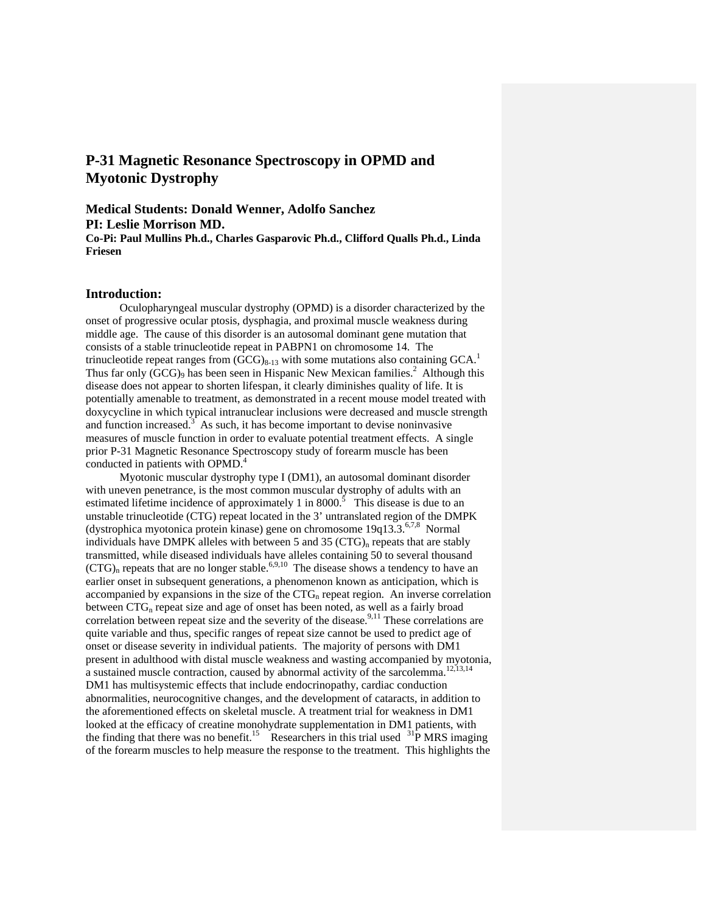# P-31 Magnetic Resonance Spectroscopy in OPMD and Myotonic Dystrophy

**Medical Students: Donald Wenner, Adolfo Sanchez**
**PI: Leslie Morrison MD.**
**Co-Pi: Paul Mullins Ph.d., Charles Gasparovic Ph.d., Clifford Qualls Ph.d., Linda Friesen**

## Introduction:

Oculopharyngeal muscular dystrophy (OPMD) is a disorder characterized by the onset of progressive ocular ptosis, dysphagia, and proximal muscle weakness during middle age. The cause of this disorder is an autosomal dominant gene mutation that consists of a stable trinucleotide repeat in PABPN1 on chromosome 14. The trinucleotide repeat ranges from $(GCG)_{8\text{-}13}$ with some mutations also containing GCA.[1] Thus far only $(GCG)_9$ has been seen in Hispanic New Mexican families.[2] Although this disease does not appear to shorten lifespan, it clearly diminishes quality of life. It is potentially amenable to treatment, as demonstrated in a recent mouse model treated with doxycycline in which typical intranuclear inclusions were decreased and muscle strength and function increased.[3] As such, it has become important to devise noninvasive measures of muscle function in order to evaluate potential treatment effects. A single prior P-31 Magnetic Resonance Spectroscopy study of forearm muscle has been conducted in patients with OPMD.[4]

Myotonic muscular dystrophy type I (DM1), an autosomal dominant disorder with uneven penetrance, is the most common muscular dystrophy of adults with an estimated lifetime incidence of approximately 1 in 8000.[5] This disease is due to an unstable trinucleotide (CTG) repeat located in the 3' untranslated region of the DMPK (dystrophica myotonica protein kinase) gene on chromosome 19q13.3.[6,7,8] Normal individuals have DMPK alleles with between 5 and 35 $(CTG)_n$ repeats that are stably transmitted, while diseased individuals have alleles containing 50 to several thousand $(CTG)_n$ repeats that are no longer stable.[6,9,10] The disease shows a tendency to have an earlier onset in subsequent generations, a phenomenon known as anticipation, which is accompanied by expansions in the size of the $CTG_n$ repeat region. An inverse correlation between $CTG_n$ repeat size and age of onset has been noted, as well as a fairly broad correlation between repeat size and the severity of the disease.[9,11] These correlations are quite variable and thus, specific ranges of repeat size cannot be used to predict age of onset or disease severity in individual patients. The majority of persons with DM1 present in adulthood with distal muscle weakness and wasting accompanied by myotonia, a sustained muscle contraction, caused by abnormal activity of the sarcolemma.[12,13,14] DM1 has multisystemic effects that include endocrinopathy, cardiac conduction abnormalities, neurocognitive changes, and the development of cataracts, in addition to the aforementioned effects on skeletal muscle. A treatment trial for weakness in DM1 looked at the efficacy of creatine monohydrate supplementation in DM1 patients, with the finding that there was no benefit.[15] Researchers in this trial used $^{31}$P MRS imaging of the forearm muscles to help measure the response to the treatment. This highlights the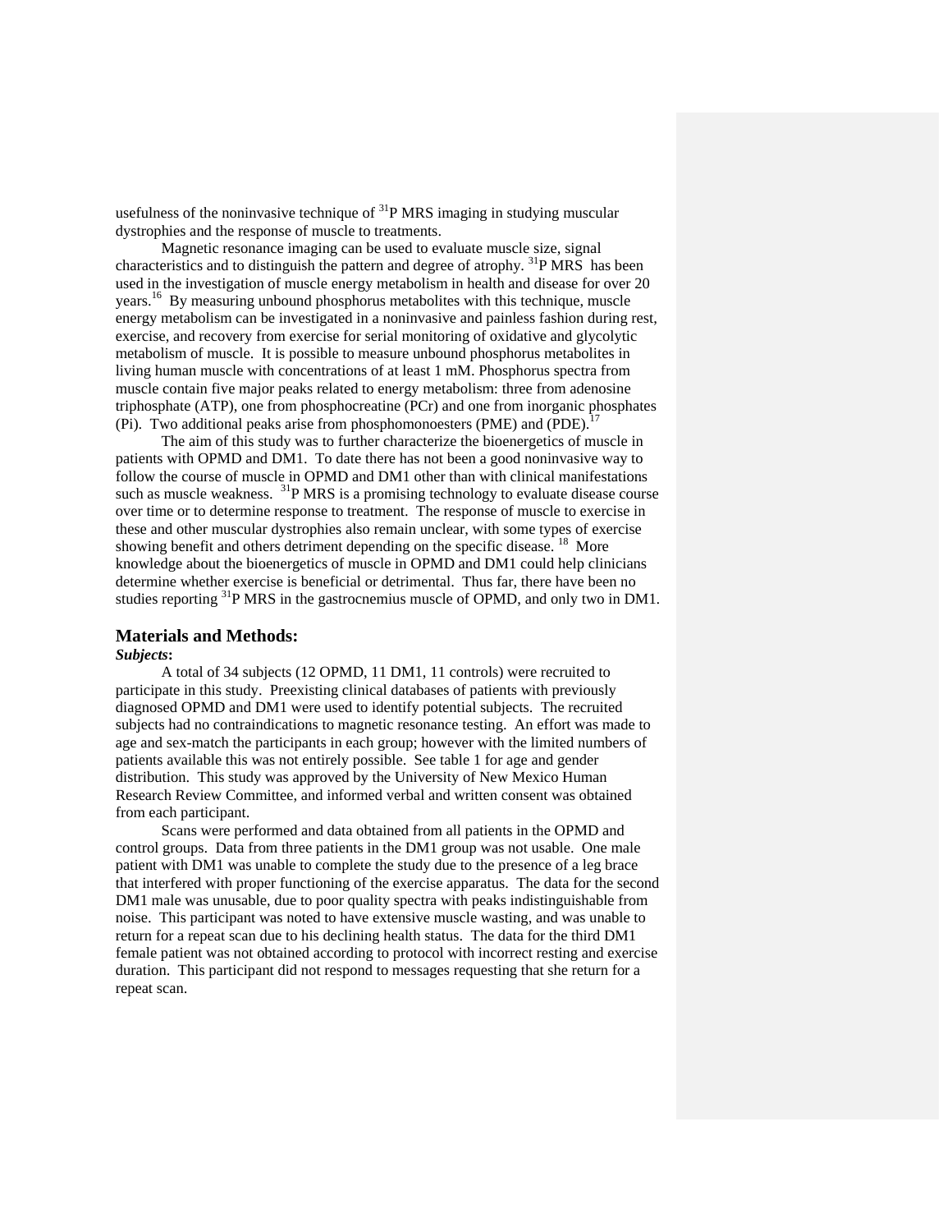usefulness of the noninvasive technique of $^{31}$P MRS imaging in studying muscular dystrophies and the response of muscle to treatments.

Magnetic resonance imaging can be used to evaluate muscle size, signal characteristics and to distinguish the pattern and degree of atrophy. $^{31}$P MRS has been used in the investigation of muscle energy metabolism in health and disease for over 20 years.[16] By measuring unbound phosphorus metabolites with this technique, muscle energy metabolism can be investigated in a noninvasive and painless fashion during rest, exercise, and recovery from exercise for serial monitoring of oxidative and glycolytic metabolism of muscle. It is possible to measure unbound phosphorus metabolites in living human muscle with concentrations of at least 1 mM. Phosphorus spectra from muscle contain five major peaks related to energy metabolism: three from adenosine triphosphate (ATP), one from phosphocreatine (PCr) and one from inorganic phosphates (Pi). Two additional peaks arise from phosphomonoesters (PME) and (PDE).[17]

The aim of this study was to further characterize the bioenergetics of muscle in patients with OPMD and DM1. To date there has not been a good noninvasive way to follow the course of muscle in OPMD and DM1 other than with clinical manifestations such as muscle weakness. $^{31}$P MRS is a promising technology to evaluate disease course over time or to determine response to treatment. The response of muscle to exercise in these and other muscular dystrophies also remain unclear, with some types of exercise showing benefit and others detriment depending on the specific disease.[18] More knowledge about the bioenergetics of muscle in OPMD and DM1 could help clinicians determine whether exercise is beneficial or detrimental. Thus far, there have been no studies reporting $^{31}$P MRS in the gastrocnemius muscle of OPMD, and only two in DM1.

## Materials and Methods:

***Subjects*:**

A total of 34 subjects (12 OPMD, 11 DM1, 11 controls) were recruited to participate in this study. Preexisting clinical databases of patients with previously diagnosed OPMD and DM1 were used to identify potential subjects. The recruited subjects had no contraindications to magnetic resonance testing. An effort was made to age and sex-match the participants in each group; however with the limited numbers of patients available this was not entirely possible. See table 1 for age and gender distribution. This study was approved by the University of New Mexico Human Research Review Committee, and informed verbal and written consent was obtained from each participant.

Scans were performed and data obtained from all patients in the OPMD and control groups. Data from three patients in the DM1 group was not usable. One male patient with DM1 was unable to complete the study due to the presence of a leg brace that interfered with proper functioning of the exercise apparatus. The data for the second DM1 male was unusable, due to poor quality spectra with peaks indistinguishable from noise. This participant was noted to have extensive muscle wasting, and was unable to return for a repeat scan due to his declining health status. The data for the third DM1 female patient was not obtained according to protocol with incorrect resting and exercise duration. This participant did not respond to messages requesting that she return for a repeat scan.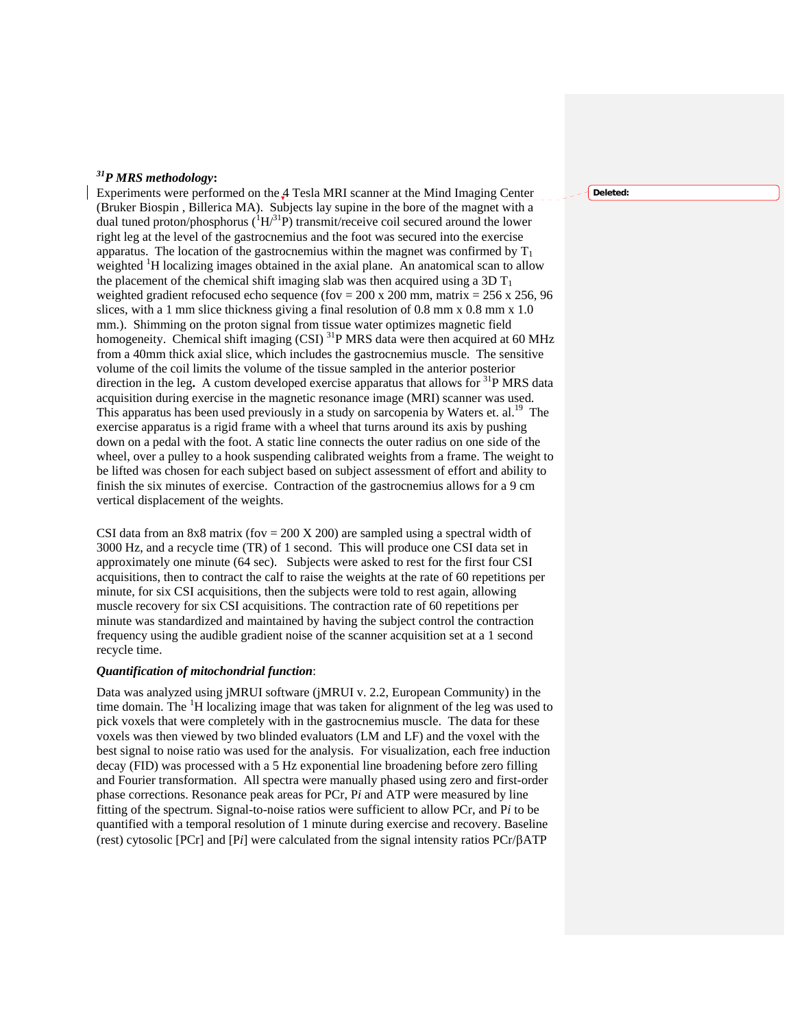### $^{31}$P MRS methodology:

Experiments were performed on the 4 Tesla MRI scanner at the Mind Imaging Center (Bruker Biospin , Billerica MA). Subjects lay supine in the bore of the magnet with a dual tuned proton/phosphorus ($^{1}$H/$^{31}$P) transmit/receive coil secured around the lower right leg at the level of the gastrocnemius and the foot was secured into the exercise apparatus. The location of the gastrocnemius within the magnet was confirmed by $T_1$ weighted $^{1}$H localizing images obtained in the axial plane. An anatomical scan to allow the placement of the chemical shift imaging slab was then acquired using a 3D $T_1$ weighted gradient refocused echo sequence (fov = 200 x 200 mm, matrix = 256 x 256, 96 slices, with a 1 mm slice thickness giving a final resolution of 0.8 mm x 0.8 mm x 1.0 mm.). Shimming on the proton signal from tissue water optimizes magnetic field homogeneity. Chemical shift imaging (CSI) $^{31}$P MRS data were then acquired at 60 MHz from a 40mm thick axial slice, which includes the gastrocnemius muscle. The sensitive volume of the coil limits the volume of the tissue sampled in the anterior posterior direction in the leg**.** A custom developed exercise apparatus that allows for $^{31}$P MRS data acquisition during exercise in the magnetic resonance image (MRI) scanner was used. This apparatus has been used previously in a study on sarcopenia by Waters et. al.[19] The exercise apparatus is a rigid frame with a wheel that turns around its axis by pushing down on a pedal with the foot. A static line connects the outer radius on one side of the wheel, over a pulley to a hook suspending calibrated weights from a frame. The weight to be lifted was chosen for each subject based on subject assessment of effort and ability to finish the six minutes of exercise. Contraction of the gastrocnemius allows for a 9 cm vertical displacement of the weights.

CSI data from an 8x8 matrix (fov = 200 X 200) are sampled using a spectral width of 3000 Hz, and a recycle time (TR) of 1 second. This will produce one CSI data set in approximately one minute (64 sec). Subjects were asked to rest for the first four CSI acquisitions, then to contract the calf to raise the weights at the rate of 60 repetitions per minute, for six CSI acquisitions, then the subjects were told to rest again, allowing muscle recovery for six CSI acquisitions. The contraction rate of 60 repetitions per minute was standardized and maintained by having the subject control the contraction frequency using the audible gradient noise of the scanner acquisition set at a 1 second recycle time.

### *Quantification of mitochondrial function*:

Data was analyzed using jMRUI software (jMRUI v. 2.2, European Community) in the time domain. The $^{1}$H localizing image that was taken for alignment of the leg was used to pick voxels that were completely with in the gastrocnemius muscle. The data for these voxels was then viewed by two blinded evaluators (LM and LF) and the voxel with the best signal to noise ratio was used for the analysis. For visualization, each free induction decay (FID) was processed with a 5 Hz exponential line broadening before zero filling and Fourier transformation. All spectra were manually phased using zero and first-order phase corrections. Resonance peak areas for PCr, P*i* and ATP were measured by line fitting of the spectrum. Signal-to-noise ratios were sufficient to allow PCr, and P*i* to be quantified with a temporal resolution of 1 minute during exercise and recovery. Baseline (rest) cytosolic [PCr] and [P*i*] were calculated from the signal intensity ratios PCr/βATP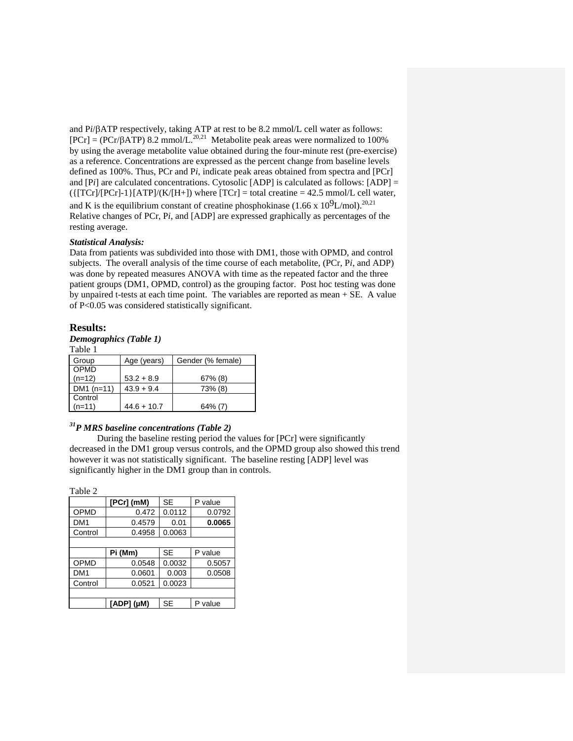and P*i*/βATP respectively, taking ATP at rest to be 8.2 mmol/L cell water as follows: [PCr] = (PCr/βATP) 8.2 mmol/L.[20,21] Metabolite peak areas were normalized to 100% by using the average metabolite value obtained during the four-minute rest (pre-exercise) as a reference. Concentrations are expressed as the percent change from baseline levels defined as 100%. Thus, PCr and P*i*, indicate peak areas obtained from spectra and [PCr] and [P*i*] are calculated concentrations. Cytosolic [ADP] is calculated as follows: [ADP] = ({[TCr]/[PCr]-1}[ATP]/(K/[H+]) where [TCr] = total creatine = 42.5 mmol/L cell water, and K is the equilibrium constant of creatine phosphokinase ($1.66 \times 10^9$ L/mol).[20,21] Relative changes of PCr, P*i*, and [ADP] are expressed graphically as percentages of the resting average.

***Statistical Analysis:***

Data from patients was subdivided into those with DM1, those with OPMD, and control subjects. The overall analysis of the time course of each metabolite, (PCr, P*i*, and ADP) was done by repeated measures ANOVA with time as the repeated factor and the three patient groups (DM1, OPMD, control) as the grouping factor. Post hoc testing was done by unpaired t-tests at each time point. The variables are reported as mean + SE. A value of $P<0.05$ was considered statistically significant.

## Results:

***Demographics (Table 1)***

Table 1

| Group | Age (years) | Gender (% female) |
|---|---|---|
| OPMD (n=12) | 53.2 + 8.9 | 67% (8) |
| DM1 (n=11) | 43.9 + 9.4 | 73% (8) |
| Control (n=11) | 44.6 + 10.7 | 64% (7) |

***$^{31}$P MRS baseline concentrations (Table 2)***

During the baseline resting period the values for [PCr] were significantly decreased in the DM1 group versus controls, and the OPMD group also showed this trend however it was not statistically significant. The baseline resting [ADP] level was significantly higher in the DM1 group than in controls.

Table 2

| | **[PCr] (mM)** | SE | P value |
|---|---|---|---|
| OPMD | 0.472 | 0.0112 | 0.0792 |
| DM1 | 0.4579 | 0.01 | **0.0065** |
| Control | 0.4958 | 0.0063 | |
| | | | |
| | **Pi (Mm)** | SE | P value |
| OPMD | 0.0548 | 0.0032 | 0.5057 |
| DM1 | 0.0601 | 0.003 | 0.0508 |
| Control | 0.0521 | 0.0023 | |
| | | | |
| | **[ADP] (μM)** | SE | P value |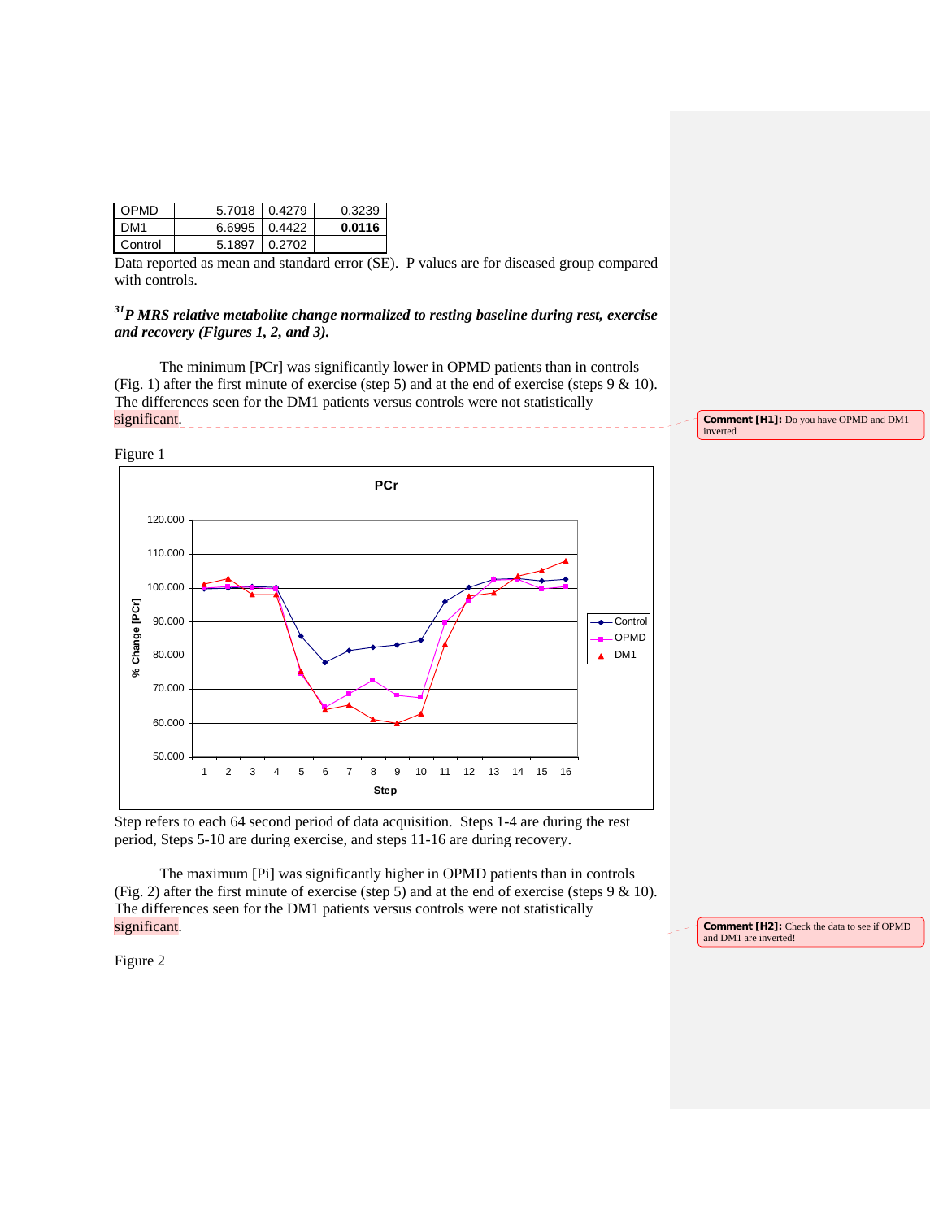| OPMD | 5.7018 | 0.4279 | 0.3239 |
|---|---|---|---|
| DM1 | 6.6995 | 0.4422 | **0.0116** |
| Control | 5.1897 | 0.2702 | |

Data reported as mean and standard error (SE). P values are for diseased group compared with controls.

***[31]P MRS relative metabolite change normalized to resting baseline during rest, exercise and recovery (Figures 1, 2, and 3).***

The minimum [PCr] was significantly lower in OPMD patients than in controls (Fig. 1) after the first minute of exercise (step 5) and at the end of exercise (steps 9 & 10). The differences seen for the DM1 patients versus controls were not statistically significant.

**Comment [H1]:** Do you have OPMD and DM1 inverted

Figure 1

Step refers to each 64 second period of data acquisition. Steps 1-4 are during the rest period, Steps 5-10 are during exercise, and steps 11-16 are during recovery.

The maximum [Pi] was significantly higher in OPMD patients than in controls (Fig. 2) after the first minute of exercise (step 5) and at the end of exercise (steps 9 & 10). The differences seen for the DM1 patients versus controls were not statistically significant.

**Comment [H2]:** Check the data to see if OPMD and DM1 are inverted!

Figure 2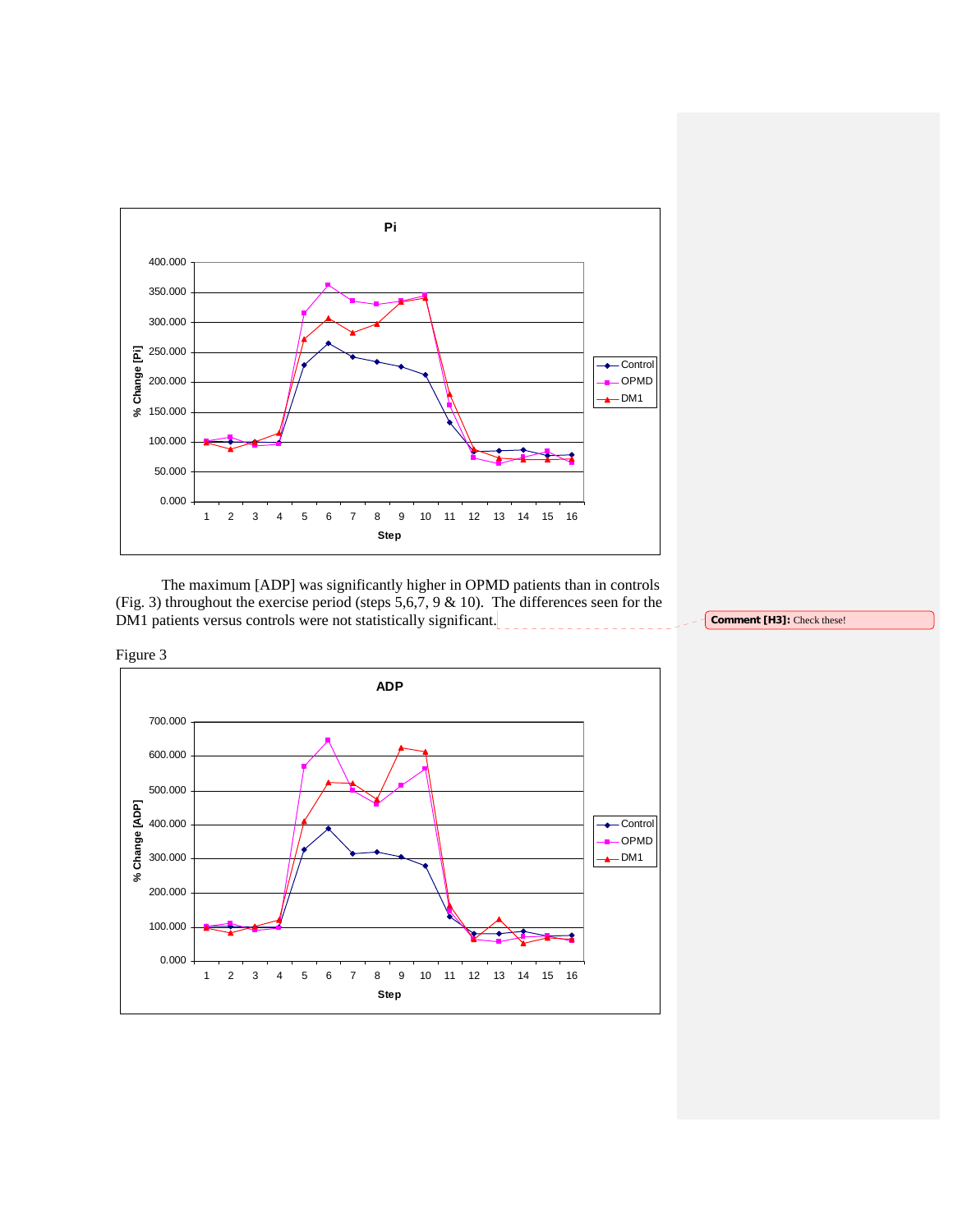The maximum [ADP] was significantly higher in OPMD patients than in controls (Fig. 3) throughout the exercise period (steps 5,6,7, 9 & 10). The differences seen for the DM1 patients versus controls were not statistically significant.

**Comment [H3]:** Check these!

Figure 3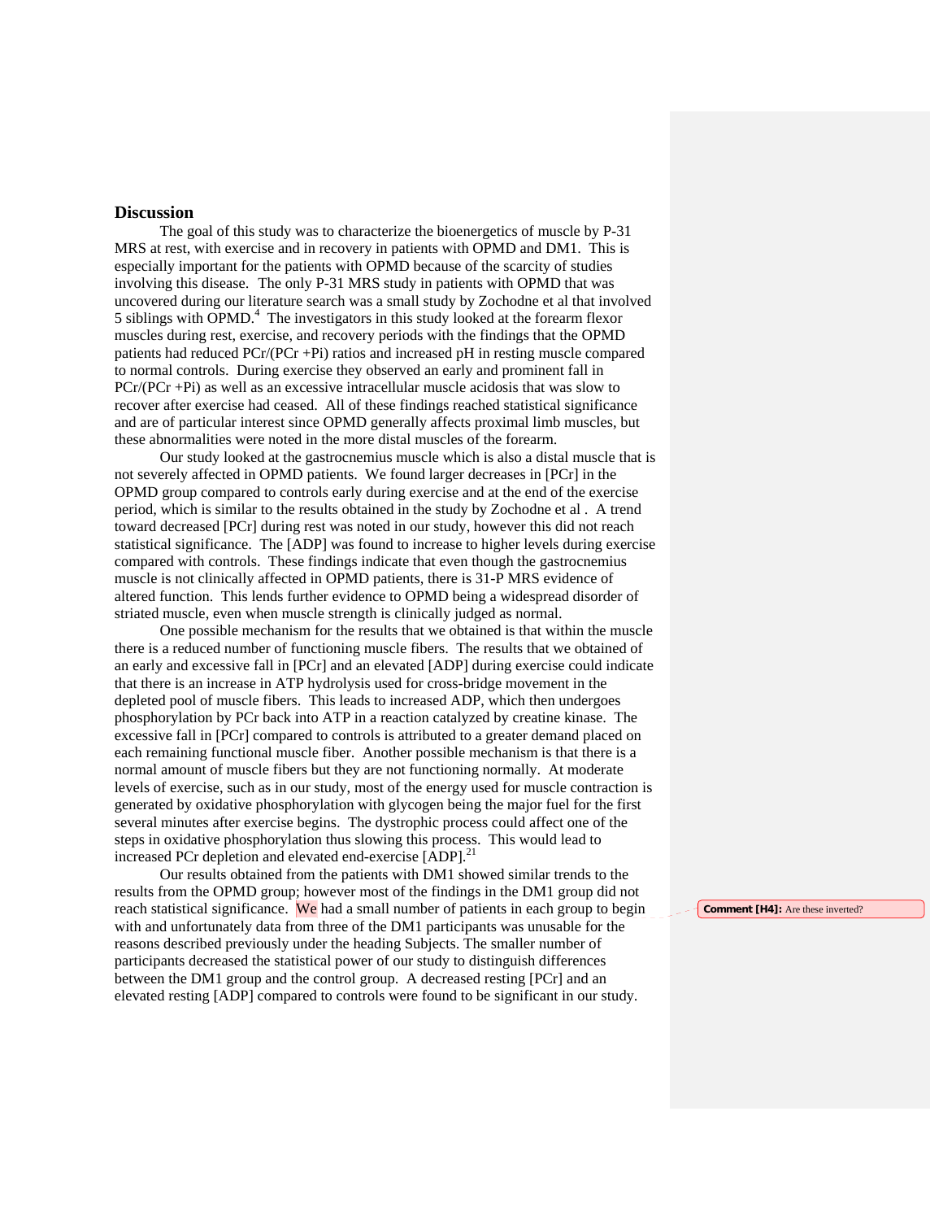## Discussion

The goal of this study was to characterize the bioenergetics of muscle by P-31 MRS at rest, with exercise and in recovery in patients with OPMD and DM1. This is especially important for the patients with OPMD because of the scarcity of studies involving this disease. The only P-31 MRS study in patients with OPMD that was uncovered during our literature search was a small study by Zochodne et al that involved 5 siblings with OPMD.[4] The investigators in this study looked at the forearm flexor muscles during rest, exercise, and recovery periods with the findings that the OPMD patients had reduced PCr/(PCr +Pi) ratios and increased pH in resting muscle compared to normal controls. During exercise they observed an early and prominent fall in PCr/(PCr +Pi) as well as an excessive intracellular muscle acidosis that was slow to recover after exercise had ceased. All of these findings reached statistical significance and are of particular interest since OPMD generally affects proximal limb muscles, but these abnormalities were noted in the more distal muscles of the forearm.

Our study looked at the gastrocnemius muscle which is also a distal muscle that is not severely affected in OPMD patients. We found larger decreases in [PCr] in the OPMD group compared to controls early during exercise and at the end of the exercise period, which is similar to the results obtained in the study by Zochodne et al . A trend toward decreased [PCr] during rest was noted in our study, however this did not reach statistical significance. The [ADP] was found to increase to higher levels during exercise compared with controls. These findings indicate that even though the gastrocnemius muscle is not clinically affected in OPMD patients, there is 31-P MRS evidence of altered function. This lends further evidence to OPMD being a widespread disorder of striated muscle, even when muscle strength is clinically judged as normal.

One possible mechanism for the results that we obtained is that within the muscle there is a reduced number of functioning muscle fibers. The results that we obtained of an early and excessive fall in [PCr] and an elevated [ADP] during exercise could indicate that there is an increase in ATP hydrolysis used for cross-bridge movement in the depleted pool of muscle fibers. This leads to increased ADP, which then undergoes phosphorylation by PCr back into ATP in a reaction catalyzed by creatine kinase. The excessive fall in [PCr] compared to controls is attributed to a greater demand placed on each remaining functional muscle fiber. Another possible mechanism is that there is a normal amount of muscle fibers but they are not functioning normally. At moderate levels of exercise, such as in our study, most of the energy used for muscle contraction is generated by oxidative phosphorylation with glycogen being the major fuel for the first several minutes after exercise begins. The dystrophic process could affect one of the steps in oxidative phosphorylation thus slowing this process. This would lead to increased PCr depletion and elevated end-exercise [ADP].[21]

Our results obtained from the patients with DM1 showed similar trends to the results from the OPMD group; however most of the findings in the DM1 group did not reach statistical significance. We had a small number of patients in each group to begin with and unfortunately data from three of the DM1 participants was unusable for the reasons described previously under the heading Subjects. The smaller number of participants decreased the statistical power of our study to distinguish differences between the DM1 group and the control group. A decreased resting [PCr] and an elevated resting [ADP] compared to controls were found to be significant in our study.

**Comment [H4]:** Are these inverted?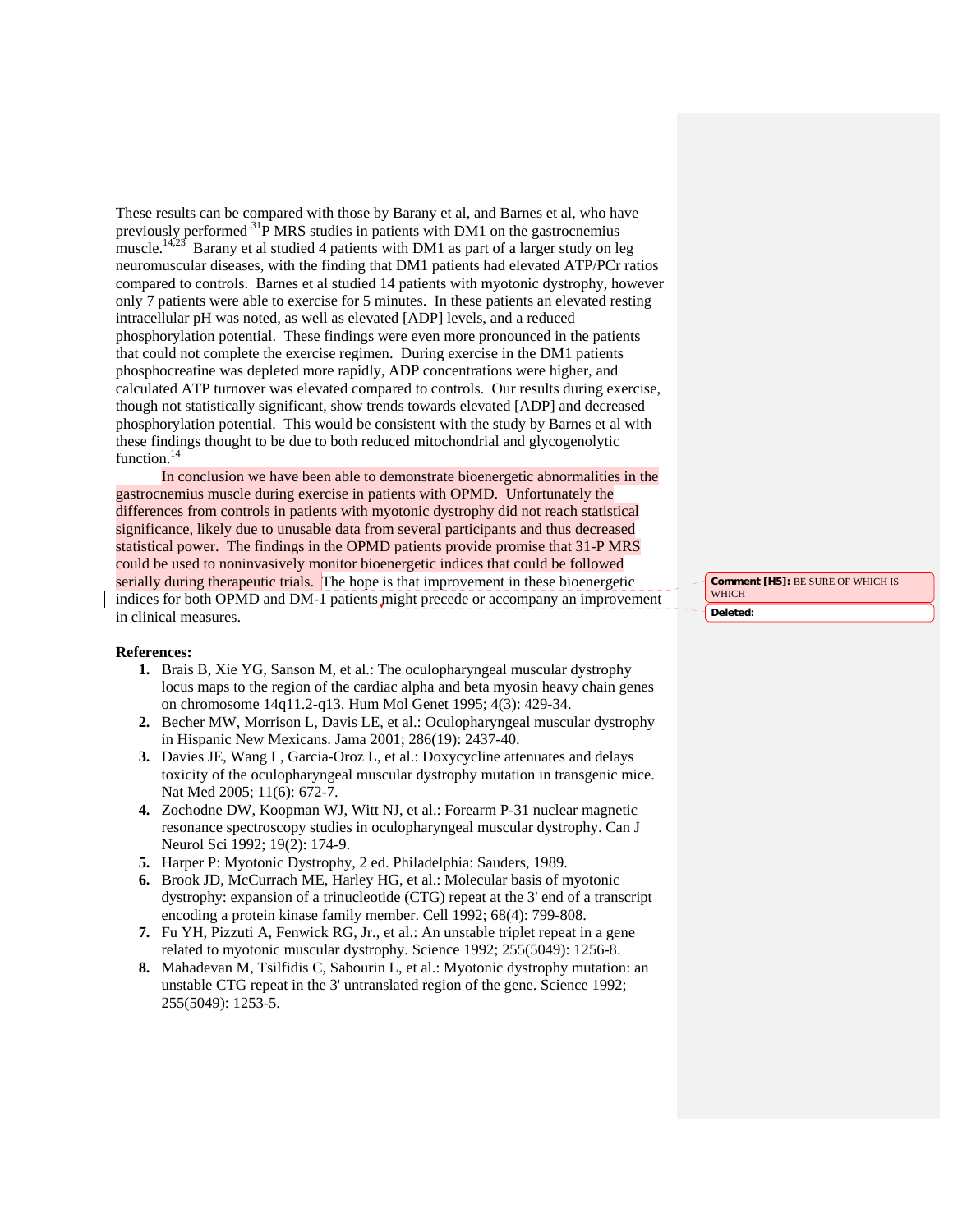These results can be compared with those by Barany et al, and Barnes et al, who have previously performed $^{31}$P MRS studies in patients with DM1 on the gastrocnemius muscle.[14,23] Barany et al studied 4 patients with DM1 as part of a larger study on leg neuromuscular diseases, with the finding that DM1 patients had elevated ATP/PCr ratios compared to controls. Barnes et al studied 14 patients with myotonic dystrophy, however only 7 patients were able to exercise for 5 minutes. In these patients an elevated resting intracellular pH was noted, as well as elevated [ADP] levels, and a reduced phosphorylation potential. These findings were even more pronounced in the patients that could not complete the exercise regimen. During exercise in the DM1 patients phosphocreatine was depleted more rapidly, ADP concentrations were higher, and calculated ATP turnover was elevated compared to controls. Our results during exercise, though not statistically significant, show trends towards elevated [ADP] and decreased phosphorylation potential. This would be consistent with the study by Barnes et al with these findings thought to be due to both reduced mitochondrial and glycogenolytic function.[14]

In conclusion we have been able to demonstrate bioenergetic abnormalities in the gastrocnemius muscle during exercise in patients with OPMD. Unfortunately the differences from controls in patients with myotonic dystrophy did not reach statistical significance, likely due to unusable data from several participants and thus decreased statistical power. The findings in the OPMD patients provide promise that 31-P MRS could be used to noninvasively monitor bioenergetic indices that could be followed serially during therapeutic trials. The hope is that improvement in these bioenergetic indices for both OPMD and DM-1 patients might precede or accompany an improvement in clinical measures.

**References:**

1. Brais B, Xie YG, Sanson M, et al.: The oculopharyngeal muscular dystrophy locus maps to the region of the cardiac alpha and beta myosin heavy chain genes on chromosome 14q11.2-q13. Hum Mol Genet 1995; 4(3): 429-34.
2. Becher MW, Morrison L, Davis LE, et al.: Oculopharyngeal muscular dystrophy in Hispanic New Mexicans. Jama 2001; 286(19): 2437-40.
3. Davies JE, Wang L, Garcia-Oroz L, et al.: Doxycycline attenuates and delays toxicity of the oculopharyngeal muscular dystrophy mutation in transgenic mice. Nat Med 2005; 11(6): 672-7.
4. Zochodne DW, Koopman WJ, Witt NJ, et al.: Forearm P-31 nuclear magnetic resonance spectroscopy studies in oculopharyngeal muscular dystrophy. Can J Neurol Sci 1992; 19(2): 174-9.
5. Harper P: Myotonic Dystrophy, 2 ed. Philadelphia: Sauders, 1989.
6. Brook JD, McCurrach ME, Harley HG, et al.: Molecular basis of myotonic dystrophy: expansion of a trinucleotide (CTG) repeat at the 3' end of a transcript encoding a protein kinase family member. Cell 1992; 68(4): 799-808.
7. Fu YH, Pizzuti A, Fenwick RG, Jr., et al.: An unstable triplet repeat in a gene related to myotonic muscular dystrophy. Science 1992; 255(5049): 1256-8.
8. Mahadevan M, Tsilfidis C, Sabourin L, et al.: Myotonic dystrophy mutation: an unstable CTG repeat in the 3' untranslated region of the gene. Science 1992; 255(5049): 1253-5.

Comment [H5]: BE SURE OF WHICH IS WHICH

Deleted: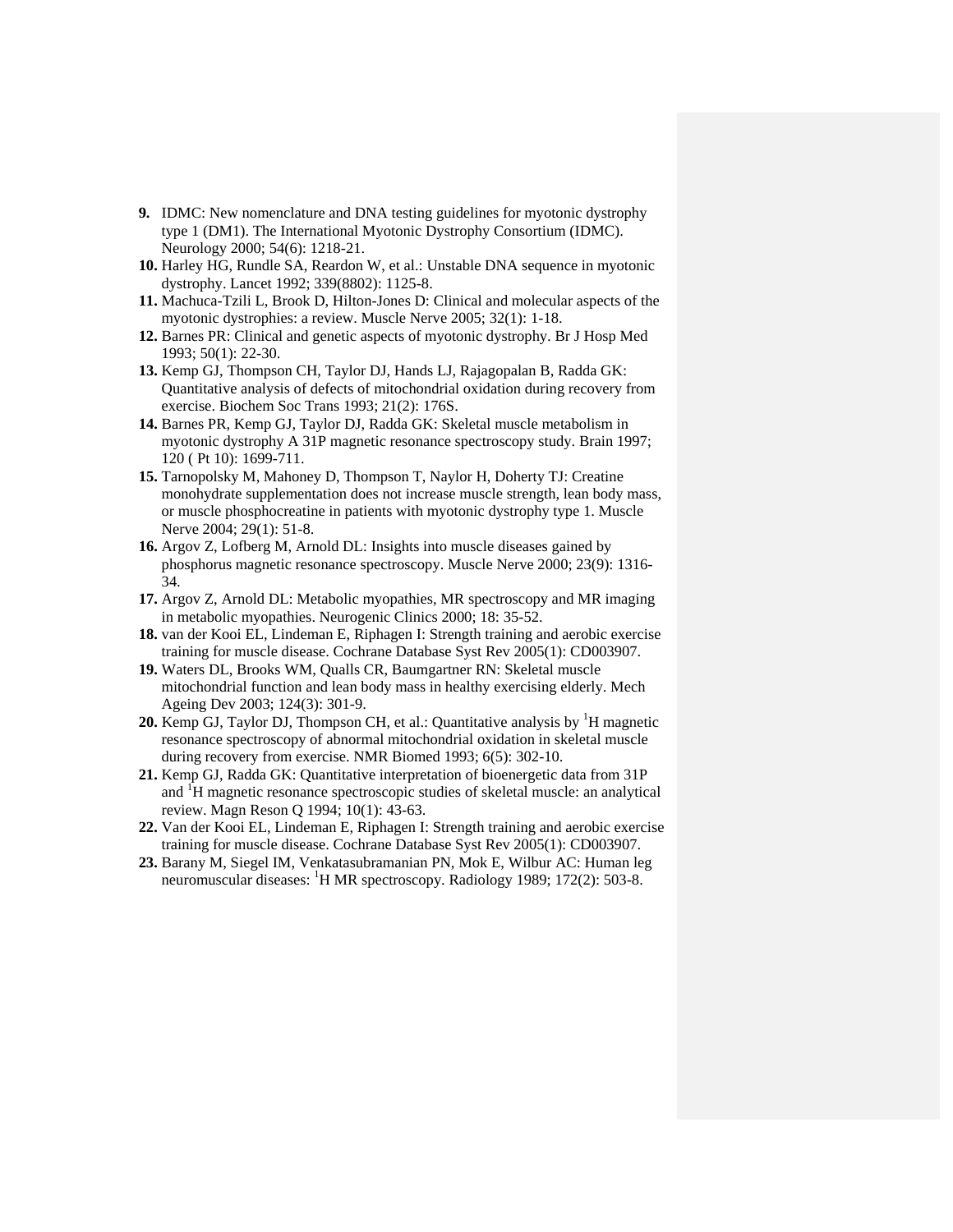9. IDMC: New nomenclature and DNA testing guidelines for myotonic dystrophy type 1 (DM1). The International Myotonic Dystrophy Consortium (IDMC). Neurology 2000; 54(6): 1218-21.
10. Harley HG, Rundle SA, Reardon W, et al.: Unstable DNA sequence in myotonic dystrophy. Lancet 1992; 339(8802): 1125-8.
11. Machuca-Tzili L, Brook D, Hilton-Jones D: Clinical and molecular aspects of the myotonic dystrophies: a review. Muscle Nerve 2005; 32(1): 1-18.
12. Barnes PR: Clinical and genetic aspects of myotonic dystrophy. Br J Hosp Med 1993; 50(1): 22-30.
13. Kemp GJ, Thompson CH, Taylor DJ, Hands LJ, Rajagopalan B, Radda GK: Quantitative analysis of defects of mitochondrial oxidation during recovery from exercise. Biochem Soc Trans 1993; 21(2): 176S.
14. Barnes PR, Kemp GJ, Taylor DJ, Radda GK: Skeletal muscle metabolism in myotonic dystrophy A 31P magnetic resonance spectroscopy study. Brain 1997; 120 ( Pt 10): 1699-711.
15. Tarnopolsky M, Mahoney D, Thompson T, Naylor H, Doherty TJ: Creatine monohydrate supplementation does not increase muscle strength, lean body mass, or muscle phosphocreatine in patients with myotonic dystrophy type 1. Muscle Nerve 2004; 29(1): 51-8.
16. Argov Z, Lofberg M, Arnold DL: Insights into muscle diseases gained by phosphorus magnetic resonance spectroscopy. Muscle Nerve 2000; 23(9): 1316-34.
17. Argov Z, Arnold DL: Metabolic myopathies, MR spectroscopy and MR imaging in metabolic myopathies. Neurogenic Clinics 2000; 18: 35-52.
18. van der Kooi EL, Lindeman E, Riphagen I: Strength training and aerobic exercise training for muscle disease. Cochrane Database Syst Rev 2005(1): CD003907.
19. Waters DL, Brooks WM, Qualls CR, Baumgartner RN: Skeletal muscle mitochondrial function and lean body mass in healthy exercising elderly. Mech Ageing Dev 2003; 124(3): 301-9.
20. Kemp GJ, Taylor DJ, Thompson CH, et al.: Quantitative analysis by $^{1}$H magnetic resonance spectroscopy of abnormal mitochondrial oxidation in skeletal muscle during recovery from exercise. NMR Biomed 1993; 6(5): 302-10.
21. Kemp GJ, Radda GK: Quantitative interpretation of bioenergetic data from 31P and $^{1}$H magnetic resonance spectroscopic studies of skeletal muscle: an analytical review. Magn Reson Q 1994; 10(1): 43-63.
22. Van der Kooi EL, Lindeman E, Riphagen I: Strength training and aerobic exercise training for muscle disease. Cochrane Database Syst Rev 2005(1): CD003907.
23. Barany M, Siegel IM, Venkatasubramanian PN, Mok E, Wilbur AC: Human leg neuromuscular diseases: $^{1}$H MR spectroscopy. Radiology 1989; 172(2): 503-8.